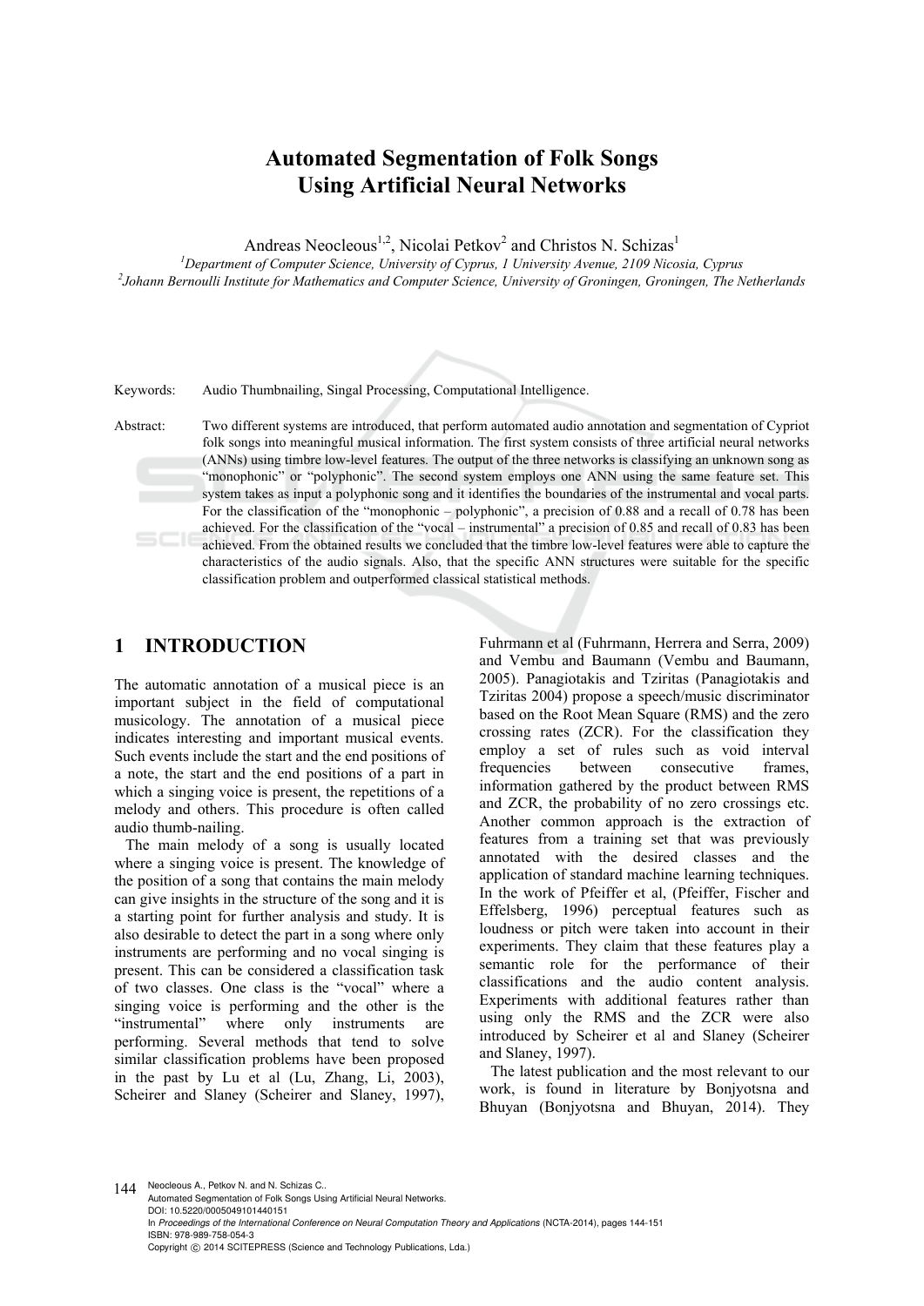# Automated Segmentation of Folk Songs Using Artificial Neural Networks

Andreas Neocleous[1,2], Nicolai Petkov[2] and Christos N. Schizas[1]

[1]Department of Computer Science, University of Cyprus, 1 University Avenue, 2109 Nicosia, Cyprus
[2]Johann Bernoulli Institute for Mathematics and Computer Science, University of Groningen, Groningen, The Netherlands

Keywords: Audio Thumbnailing, Singal Processing, Computational Intelligence.

Abstract: Two different systems are introduced, that perform automated audio annotation and segmentation of Cypriot folk songs into meaningful musical information. The first system consists of three artificial neural networks (ANNs) using timbre low-level features. The output of the three networks is classifying an unknown song as "monophonic" or "polyphonic". The second system employs one ANN using the same feature set. This system takes as input a polyphonic song and it identifies the boundaries of the instrumental and vocal parts. For the classification of the "monophonic – polyphonic", a precision of 0.88 and a recall of 0.78 has been achieved. For the classification of the "vocal – instrumental" a precision of 0.85 and recall of 0.83 has been achieved. From the obtained results we concluded that the timbre low-level features were able to capture the characteristics of the audio signals. Also, that the specific ANN structures were suitable for the specific classification problem and outperformed classical statistical methods.

## 1 INTRODUCTION

The automatic annotation of a musical piece is an important subject in the field of computational musicology. The annotation of a musical piece indicates interesting and important musical events. Such events include the start and the end positions of a note, the start and the end positions of a part in which a singing voice is present, the repetitions of a melody and others. This procedure is often called audio thumb-nailing.

The main melody of a song is usually located where a singing voice is present. The knowledge of the position of a song that contains the main melody can give insights in the structure of the song and it is a starting point for further analysis and study. It is also desirable to detect the part in a song where only instruments are performing and no vocal singing is present. This can be considered a classification task of two classes. One class is the "vocal" where a singing voice is performing and the other is the "instrumental" where only instruments are performing. Several methods that tend to solve similar classification problems have been proposed in the past by Lu et al (Lu, Zhang, Li, 2003), Scheirer and Slaney (Scheirer and Slaney, 1997), Fuhrmann et al (Fuhrmann, Herrera and Serra, 2009) and Vembu and Baumann (Vembu and Baumann, 2005). Panagiotakis and Tziritas (Panagiotakis and Tziritas 2004) propose a speech/music discriminator based on the Root Mean Square (RMS) and the zero crossing rates (ZCR). For the classification they employ a set of rules such as void interval frequencies between consecutive frames, information gathered by the product between RMS and ZCR, the probability of no zero crossings etc. Another common approach is the extraction of features from a training set that was previously annotated with the desired classes and the application of standard machine learning techniques. In the work of Pfeiffer et al, (Pfeiffer, Fischer and Effelsberg, 1996) perceptual features such as loudness or pitch were taken into account in their experiments. They claim that these features play a semantic role for the performance of their classifications and the audio content analysis. Experiments with additional features rather than using only the RMS and the ZCR were also introduced by Scheirer et al and Slaney (Scheirer and Slaney, 1997).

The latest publication and the most relevant to our work, is found in literature by Bonjyotsna and Bhuyan (Bonjyotsna and Bhuyan, 2014). They

Neocleous A., Petkov N. and N. Schizas C..
Automated Segmentation of Folk Songs Using Artificial Neural Networks.
DOI: 10.5220/0005049101440151
In *Proceedings of the International Conference on Neural Computation Theory and Applications* (NCTA-2014), pages 144-151
ISBN: 978-989-758-054-3
Copyright © 2014 SCITEPRESS (Science and Technology Publications, Lda.)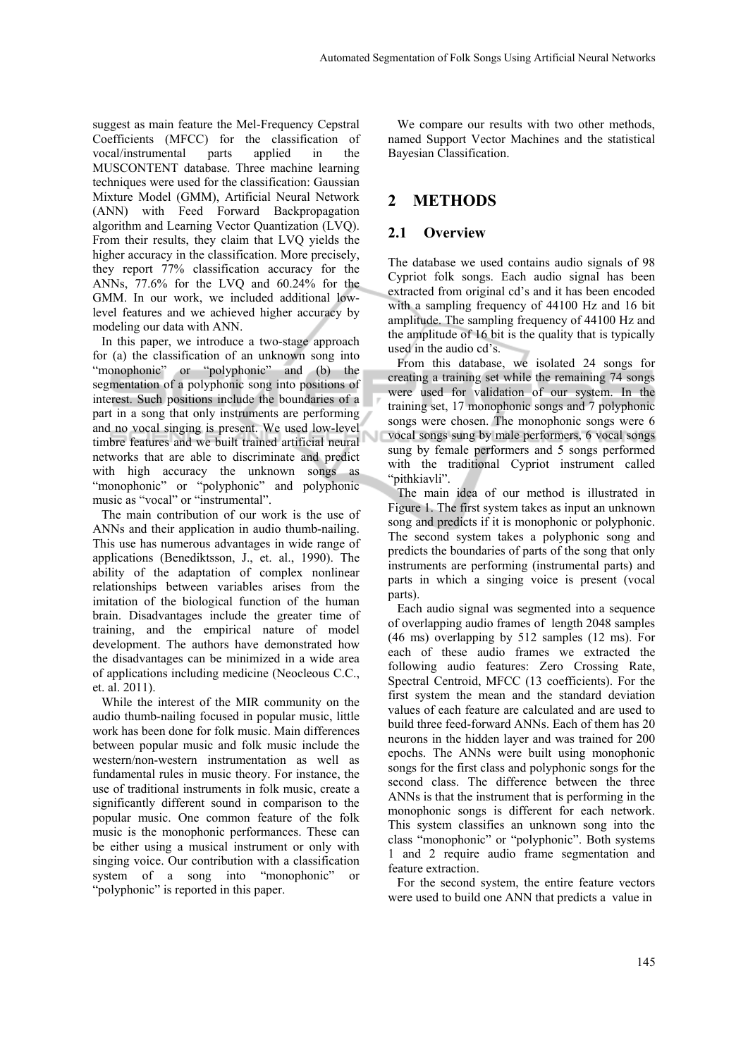suggest as main feature the Mel-Frequency Cepstral Coefficients (MFCC) for the classification of vocal/instrumental parts applied in the MUSCONTENT database. Three machine learning techniques were used for the classification: Gaussian Mixture Model (GMM), Artificial Neural Network (ANN) with Feed Forward Backpropagation algorithm and Learning Vector Quantization (LVQ). From their results, they claim that LVQ yields the higher accuracy in the classification. More precisely, they report 77% classification accuracy for the ANNs, 77.6% for the LVQ and 60.24% for the GMM. In our work, we included additional low-level features and we achieved higher accuracy by modeling our data with ANN.

In this paper, we introduce a two-stage approach for (a) the classification of an unknown song into "monophonic" or "polyphonic" and (b) the segmentation of a polyphonic song into positions of interest. Such positions include the boundaries of a part in a song that only instruments are performing and no vocal singing is present. We used low-level timbre features and we built trained artificial neural networks that are able to discriminate and predict with high accuracy the unknown songs as "monophonic" or "polyphonic" and polyphonic music as "vocal" or "instrumental".

The main contribution of our work is the use of ANNs and their application in audio thumb-nailing. This use has numerous advantages in wide range of applications (Benediktsson, J., et. al., 1990). The ability of the adaptation of complex nonlinear relationships between variables arises from the imitation of the biological function of the human brain. Disadvantages include the greater time of training, and the empirical nature of model development. The authors have demonstrated how the disadvantages can be minimized in a wide area of applications including medicine (Neocleous C.C., et. al. 2011).

While the interest of the MIR community on the audio thumb-nailing focused in popular music, little work has been done for folk music. Main differences between popular music and folk music include the western/non-western instrumentation as well as fundamental rules in music theory. For instance, the use of traditional instruments in folk music, create a significantly different sound in comparison to the popular music. One common feature of the folk music is the monophonic performances. These can be either using a musical instrument or only with singing voice. Our contribution with a classification system of a song into "monophonic" or "polyphonic" is reported in this paper.

We compare our results with two other methods, named Support Vector Machines and the statistical Bayesian Classification.

## 2 METHODS

### 2.1 Overview

The database we used contains audio signals of 98 Cypriot folk songs. Each audio signal has been extracted from original cd's and it has been encoded with a sampling frequency of 44100 Hz and 16 bit amplitude. The sampling frequency of 44100 Hz and the amplitude of 16 bit is the quality that is typically used in the audio cd's.

From this database, we isolated 24 songs for creating a training set while the remaining 74 songs were used for validation of our system. In the training set, 17 monophonic songs and 7 polyphonic songs were chosen. The monophonic songs were 6 vocal songs sung by male performers, 6 vocal songs sung by female performers and 5 songs performed with the traditional Cypriot instrument called "pithkiavli".

The main idea of our method is illustrated in Figure 1. The first system takes as input an unknown song and predicts if it is monophonic or polyphonic. The second system takes a polyphonic song and predicts the boundaries of parts of the song that only instruments are performing (instrumental parts) and parts in which a singing voice is present (vocal parts).

Each audio signal was segmented into a sequence of overlapping audio frames of length 2048 samples (46 ms) overlapping by 512 samples (12 ms). For each of these audio frames we extracted the following audio features: Zero Crossing Rate, Spectral Centroid, MFCC (13 coefficients). For the first system the mean and the standard deviation values of each feature are calculated and are used to build three feed-forward ANNs. Each of them has 20 neurons in the hidden layer and was trained for 200 epochs. The ANNs were built using monophonic songs for the first class and polyphonic songs for the second class. The difference between the three ANNs is that the instrument that is performing in the monophonic songs is different for each network. This system classifies an unknown song into the class "monophonic" or "polyphonic". Both systems 1 and 2 require audio frame segmentation and feature extraction.

For the second system, the entire feature vectors were used to build one ANN that predicts a value in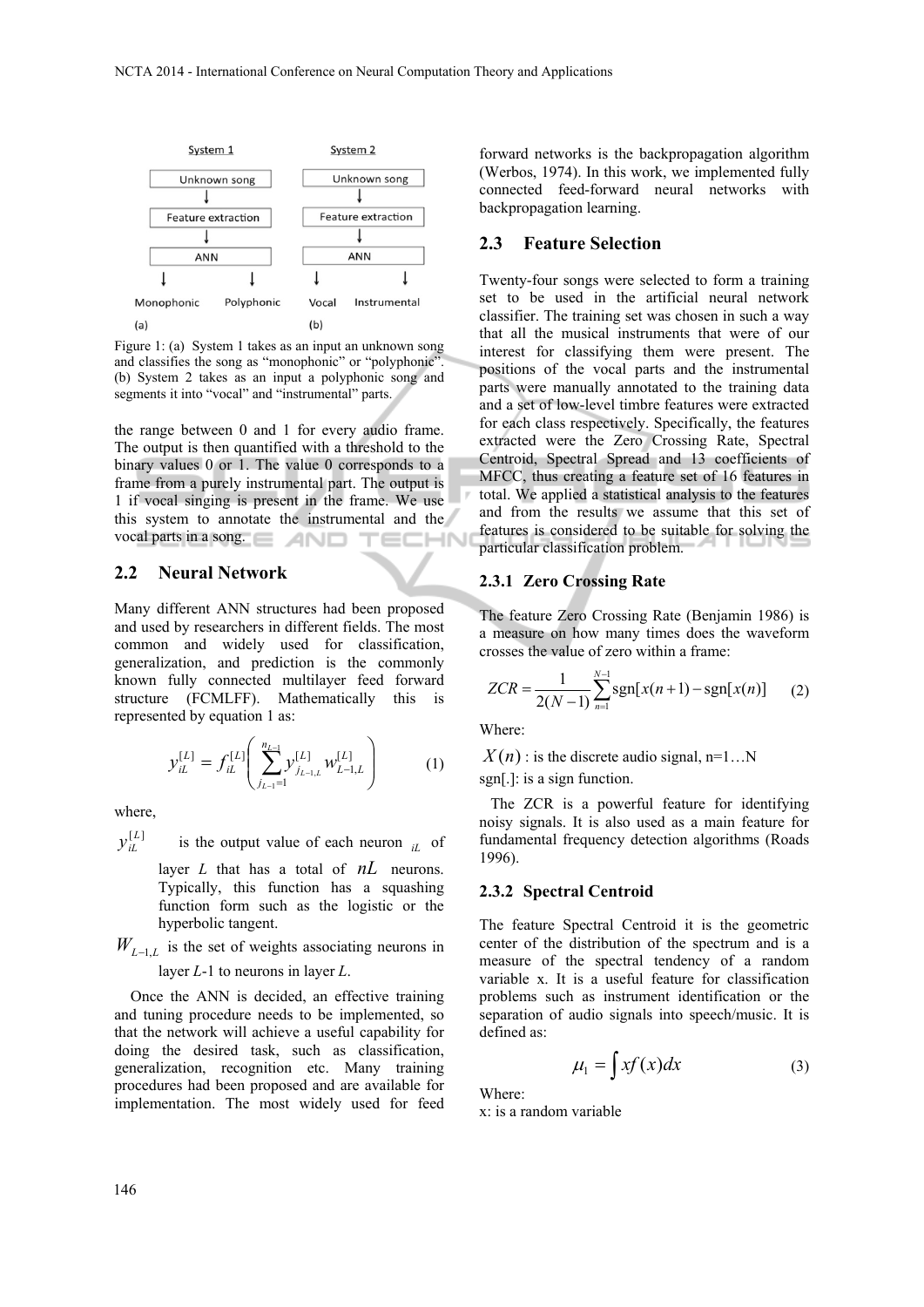System 1

Unknown song → Feature extraction → ANN → Monophonic / Polyphonic

(a)

System 2

Unknown song → Feature extraction → ANN → Vocal / Instrumental

(b)

Figure 1: (a) System 1 takes as an input an unknown song and classifies the song as "monophonic" or "polyphonic". (b) System 2 takes as an input a polyphonic song and segments it into "vocal" and "instrumental" parts.

the range between 0 and 1 for every audio frame. The output is then quantified with a threshold to the binary values 0 or 1. The value 0 corresponds to a frame from a purely instrumental part. The output is 1 if vocal singing is present in the frame. We use this system to annotate the instrumental and the vocal parts in a song.

## 2.2 Neural Network

Many different ANN structures had been proposed and used by researchers in different fields. The most common and widely used for classification, generalization, and prediction is the commonly known fully connected multilayer feed forward structure (FCMLFF). Mathematically this is represented by equation 1 as:

$$y_{iL}^{[L]} = f_{iL}^{[L]}\left(\sum_{j_{L-1}=1}^{n_{L-1}} y_{j_{L-1,L}}^{[L]} w_{L-1,L}^{[L]}\right) \quad (1)$$

where,

$y_{iL}^{[L]}$ is the output value of each neuron $_{iL}$ of layer $L$ that has a total of $nL$ neurons. Typically, this function has a squashing function form such as the logistic or the hyperbolic tangent.

$W_{L-1,L}$ is the set of weights associating neurons in layer $L$-1 to neurons in layer $L$.

Once the ANN is decided, an effective training and tuning procedure needs to be implemented, so that the network will achieve a useful capability for doing the desired task, such as classification, generalization, recognition etc. Many training procedures had been proposed and are available for implementation. The most widely used for feed forward networks is the backpropagation algorithm (Werbos, 1974). In this work, we implemented fully connected feed-forward neural networks with backpropagation learning.

## 2.3 Feature Selection

Twenty-four songs were selected to form a training set to be used in the artificial neural network classifier. The training set was chosen in such a way that all the musical instruments that were of our interest for classifying them were present. The positions of the vocal parts and the instrumental parts were manually annotated to the training data and a set of low-level timbre features were extracted for each class respectively. Specifically, the features extracted were the Zero Crossing Rate, Spectral Centroid, Spectral Spread and 13 coefficients of MFCC, thus creating a feature set of 16 features in total. We applied a statistical analysis to the features and from the results we assume that this set of features is considered to be suitable for solving the particular classification problem.

### 2.3.1 Zero Crossing Rate

The feature Zero Crossing Rate (Benjamin 1986) is a measure on how many times does the waveform crosses the value of zero within a frame:

$$ZCR = \frac{1}{2(N-1)}\sum_{n=1}^{N-1} \text{sgn}[x(n+1) - \text{sgn}[x(n)] \quad (2)$$

Where:

$X(n)$ : is the discrete audio signal, n=1…N

sgn[.]: is a sign function.

The ZCR is a powerful feature for identifying noisy signals. It is also used as a main feature for fundamental frequency detection algorithms (Roads 1996).

### 2.3.2 Spectral Centroid

The feature Spectral Centroid it is the geometric center of the distribution of the spectrum and is a measure of the spectral tendency of a random variable x. It is a useful feature for classification problems such as instrument identification or the separation of audio signals into speech/music. It is defined as:

$$\mu_1 = \int x f(x) dx \quad (3)$$

Where:

x: is a random variable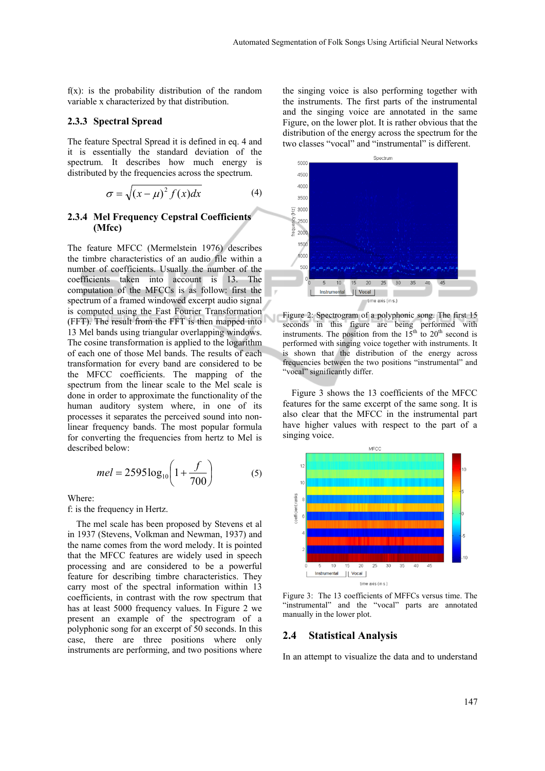f(x): is the probability distribution of the random variable x characterized by that distribution.

### 2.3.3 Spectral Spread

The feature Spectral Spread it is defined in eq. 4 and it is essentially the standard deviation of the spectrum. It describes how much energy is distributed by the frequencies across the spectrum.

$$\sigma = \sqrt{(x-\mu)^2 f(x)dx} \tag{4}$$

### 2.3.4 Mel Frequency Cepstral Coefficients (Mfcc)

The feature MFCC (Mermelstein 1976) describes the timbre characteristics of an audio file within a number of coefficients. Usually the number of the coefficients taken into account is 13. The computation of the MFCCs is as follow: first the spectrum of a framed windowed excerpt audio signal is computed using the Fast Fourier Transformation (FFT). The result from the FFT is then mapped into 13 Mel bands using triangular overlapping windows. The cosine transformation is applied to the logarithm of each one of those Mel bands. The results of each transformation for every band are considered to be the MFCC coefficients. The mapping of the spectrum from the linear scale to the Mel scale is done in order to approximate the functionality of the human auditory system where, in one of its processes it separates the perceived sound into non-linear frequency bands. The most popular formula for converting the frequencies from hertz to Mel is described below:

$$mel = 2595\log_{10}\left(1+\frac{f}{700}\right) \tag{5}$$

Where:
f: is the frequency in Hertz.

The mel scale has been proposed by Stevens et al in 1937 (Stevens, Volkman and Newman, 1937) and the name comes from the word melody. It is pointed that the MFCC features are widely used in speech processing and are considered to be a powerful feature for describing timbre characteristics. They carry most of the spectral information within 13 coefficients, in contrast with the row spectrum that has at least 5000 frequency values. In Figure 2 we present an example of the spectrogram of a polyphonic song for an excerpt of 50 seconds. In this case, there are three positions where only instruments are performing, and two positions where the singing voice is also performing together with the instruments. The first parts of the instrumental and the singing voice are annotated in the same Figure, on the lower plot. It is rather obvious that the distribution of the energy across the spectrum for the two classes "vocal" and "instrumental" is different.

Figure 2: Spectrogram of a polyphonic song. The first 15 seconds in this figure are being performed with instruments. The position from the 15th to 20th second is performed with singing voice together with instruments. It is shown that the distribution of the energy across frequencies between the two positions "instrumental" and "vocal" significantly differ.

Figure 3 shows the 13 coefficients of the MFCC features for the same excerpt of the same song. It is also clear that the MFCC in the instrumental part have higher values with respect to the part of a singing voice.

Figure 3: The 13 coefficients of MFFCs versus time. The "instrumental" and the "vocal" parts are annotated manually in the lower plot.

## 2.4 Statistical Analysis

In an attempt to visualize the data and to understand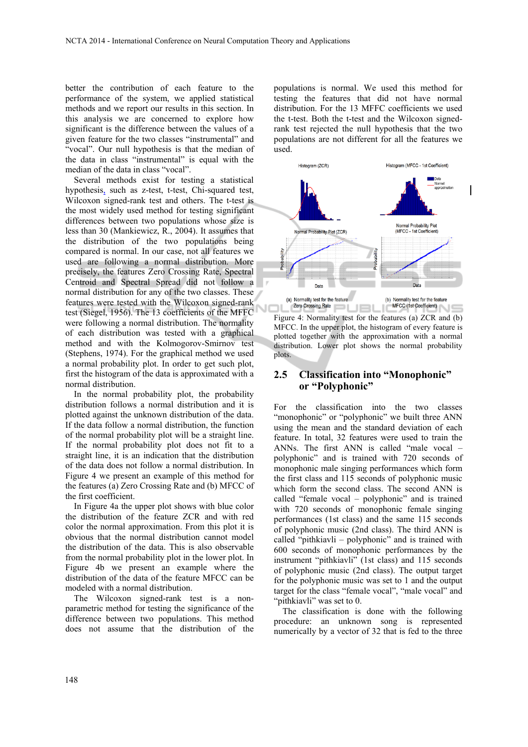better the contribution of each feature to the performance of the system, we applied statistical methods and we report our results in this section. In this analysis we are concerned to explore how significant is the difference between the values of a given feature for the two classes "instrumental" and "vocal". Our null hypothesis is that the median of the data in class "instrumental" is equal with the median of the data in class "vocal".

Several methods exist for testing a statistical hypothesis, such as z-test, t-test, Chi-squared test, Wilcoxon signed-rank test and others. The t-test is the most widely used method for testing significant differences between two populations whose size is less than 30 (Mankiewicz, R., 2004). It assumes that the distribution of the two populations being compared is normal. In our case, not all features we used are following a normal distribution. More precisely, the features Zero Crossing Rate, Spectral Centroid and Spectral Spread did not follow a normal distribution for any of the two classes. These features were tested with the Wilcoxon signed-rank test (Siegel, 1956). The 13 coefficients of the MFFC were following a normal distribution. The normality of each distribution was tested with a graphical method and with the Kolmogorov-Smirnov test (Stephens, 1974). For the graphical method we used a normal probability plot. In order to get such plot, first the histogram of the data is approximated with a normal distribution.

In the normal probability plot, the probability distribution follows a normal distribution and it is plotted against the unknown distribution of the data. If the data follow a normal distribution, the function of the normal probability plot will be a straight line. If the normal probability plot does not fit to a straight line, it is an indication that the distribution of the data does not follow a normal distribution. In Figure 4 we present an example of this method for the features (a) Zero Crossing Rate and (b) MFCC of the first coefficient.

In Figure 4a the upper plot shows with blue color the distribution of the feature ZCR and with red color the normal approximation. From this plot it is obvious that the normal distribution cannot model the distribution of the data. This is also observable from the normal probability plot in the lower plot. In Figure 4b we present an example where the distribution of the data of the feature MFCC can be modeled with a normal distribution.

The Wilcoxon signed-rank test is a non-parametric method for testing the significance of the difference between two populations. This method does not assume that the distribution of the populations is normal. We used this method for testing the features that did not have normal distribution. For the 13 MFFC coefficients we used the t-test. Both the t-test and the Wilcoxon signed-rank test rejected the null hypothesis that the two populations are not different for all the features we used.

Figure 4: Normality test for the features (a) ZCR and (b) MFCC. In the upper plot, the histogram of every feature is plotted together with the approximation with a normal distribution. Lower plot shows the normal probability plots.

## 2.5 Classification into "Monophonic" or "Polyphonic"

For the classification into the two classes "monophonic" or "polyphonic" we built three ANN using the mean and the standard deviation of each feature. In total, 32 features were used to train the ANNs. The first ANN is called "male vocal – polyphonic" and is trained with 720 seconds of monophonic male singing performances which form the first class and 115 seconds of polyphonic music which form the second class. The second ANN is called "female vocal – polyphonic" and is trained with 720 seconds of monophonic female singing performances (1st class) and the same 115 seconds of polyphonic music (2nd class). The third ANN is called "pithkiavli – polyphonic" and is trained with 600 seconds of monophonic performances by the instrument "pithkiavli" (1st class) and 115 seconds of polyphonic music (2nd class). The output target for the polyphonic music was set to 1 and the output target for the class "female vocal", "male vocal" and "pithkiavli" was set to 0.

The classification is done with the following procedure: an unknown song is represented numerically by a vector of 32 that is fed to the three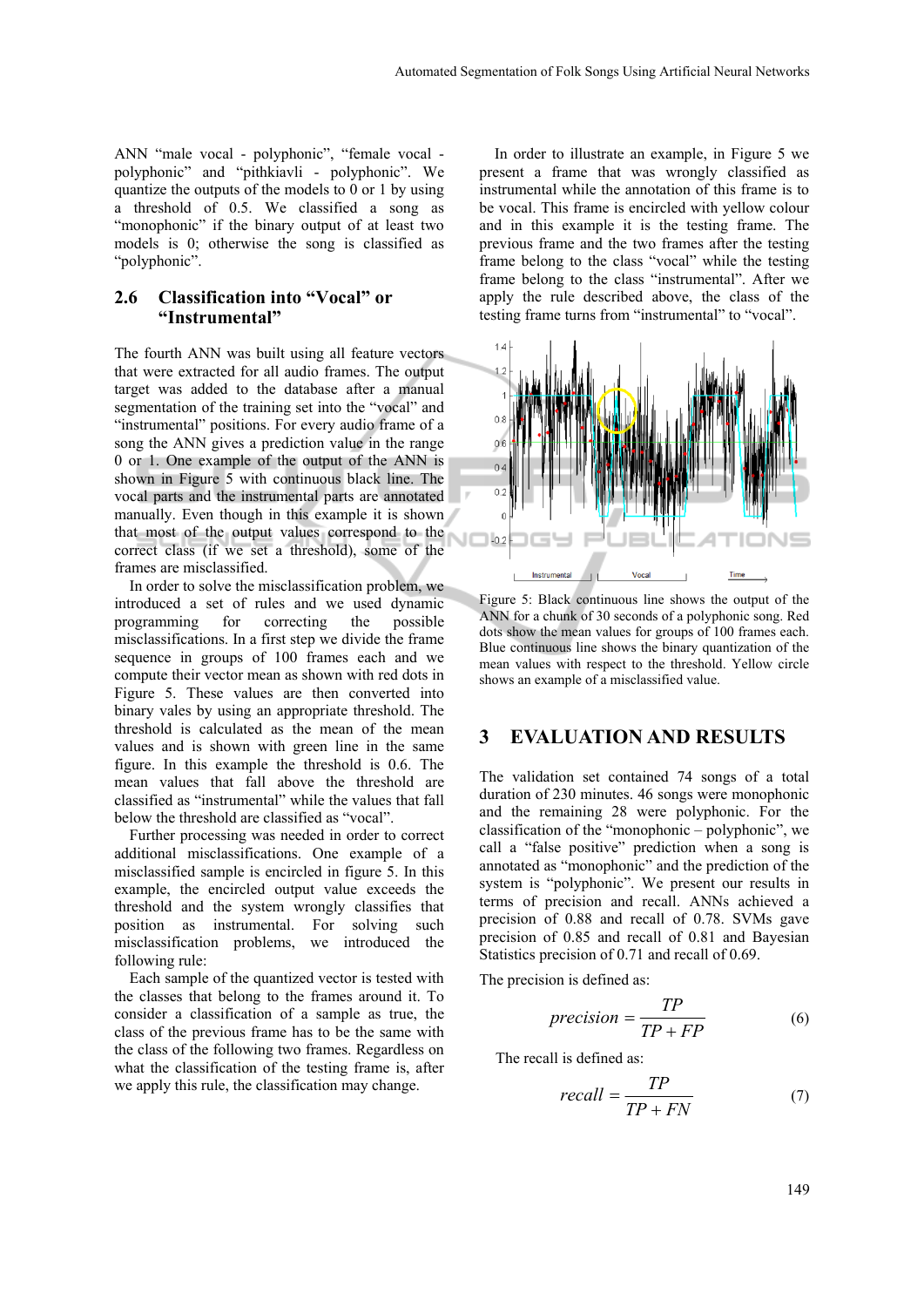ANN "male vocal - polyphonic", "female vocal - polyphonic" and "pithkiavli - polyphonic". We quantize the outputs of the models to 0 or 1 by using a threshold of 0.5. We classified a song as "monophonic" if the binary output of at least two models is 0; otherwise the song is classified as "polyphonic".

### 2.6 Classification into "Vocal" or "Instrumental"

The fourth ANN was built using all feature vectors that were extracted for all audio frames. The output target was added to the database after a manual segmentation of the training set into the "vocal" and "instrumental" positions. For every audio frame of a song the ANN gives a prediction value in the range 0 or 1. One example of the output of the ANN is shown in Figure 5 with continuous black line. The vocal parts and the instrumental parts are annotated manually. Even though in this example it is shown that most of the output values correspond to the correct class (if we set a threshold), some of the frames are misclassified.

In order to solve the misclassification problem, we introduced a set of rules and we used dynamic programming for correcting the possible misclassifications. In a first step we divide the frame sequence in groups of 100 frames each and we compute their vector mean as shown with red dots in Figure 5. These values are then converted into binary vales by using an appropriate threshold. The threshold is calculated as the mean of the mean values and is shown with green line in the same figure. In this example the threshold is 0.6. The mean values that fall above the threshold are classified as "instrumental" while the values that fall below the threshold are classified as "vocal".

Further processing was needed in order to correct additional misclassifications. One example of a misclassified sample is encircled in figure 5. In this example, the encircled output value exceeds the threshold and the system wrongly classifies that position as instrumental. For solving such misclassification problems, we introduced the following rule:

Each sample of the quantized vector is tested with the classes that belong to the frames around it. To consider a classification of a sample as true, the class of the previous frame has to be the same with the class of the following two frames. Regardless on what the classification of the testing frame is, after we apply this rule, the classification may change.

In order to illustrate an example, in Figure 5 we present a frame that was wrongly classified as instrumental while the annotation of this frame is to be vocal. This frame is encircled with yellow colour and in this example it is the testing frame. The previous frame and the two frames after the testing frame belong to the class "vocal" while the testing frame belong to the class "instrumental". After we apply the rule described above, the class of the testing frame turns from "instrumental" to "vocal".

Figure 5: Black continuous line shows the output of the ANN for a chunk of 30 seconds of a polyphonic song. Red dots show the mean values for groups of 100 frames each. Blue continuous line shows the binary quantization of the mean values with respect to the threshold. Yellow circle shows an example of a misclassified value.

## 3 EVALUATION AND RESULTS

The validation set contained 74 songs of a total duration of 230 minutes. 46 songs were monophonic and the remaining 28 were polyphonic. For the classification of the "monophonic – polyphonic", we call a "false positive" prediction when a song is annotated as "monophonic" and the prediction of the system is "polyphonic". We present our results in terms of precision and recall. ANNs achieved a precision of 0.88 and recall of 0.78. SVMs gave precision of 0.85 and recall of 0.81 and Bayesian Statistics precision of 0.71 and recall of 0.69.

The precision is defined as:

$$precision = \frac{TP}{TP + FP} \tag{6}$$

The recall is defined as:

$$recall = \frac{TP}{TP + FN} \tag{7}$$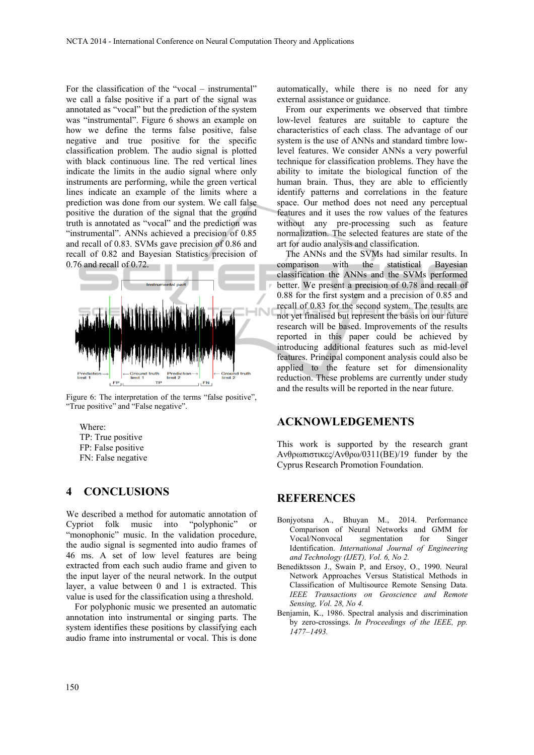For the classification of the "vocal – instrumental" we call a false positive if a part of the signal was annotated as "vocal" but the prediction of the system was "instrumental". Figure 6 shows an example on how we define the terms false positive, false negative and true positive for the specific classification problem. The audio signal is plotted with black continuous line. The red vertical lines indicate the limits in the audio signal where only instruments are performing, while the green vertical lines indicate an example of the limits where a prediction was done from our system. We call false positive the duration of the signal that the ground truth is annotated as "vocal" and the prediction was "instrumental". ANNs achieved a precision of 0.85 and recall of 0.83. SVMs gave precision of 0.86 and recall of 0.82 and Bayesian Statistics precision of 0.76 and recall of 0.72.

Figure 6: The interpretation of the terms "false positive", "True positive" and "False negative".

Where:
TP: True positive
FP: False positive
FN: False negative

## 4 CONCLUSIONS

We described a method for automatic annotation of Cypriot folk music into "polyphonic" or "monophonic" music. In the validation procedure, the audio signal is segmented into audio frames of 46 ms. A set of low level features are being extracted from each such audio frame and given to the input layer of the neural network. In the output layer, a value between 0 and 1 is extracted. This value is used for the classification using a threshold.

For polyphonic music we presented an automatic annotation into instrumental or singing parts. The system identifies these positions by classifying each audio frame into instrumental or vocal. This is done automatically, while there is no need for any external assistance or guidance.

From our experiments we observed that timbre low-level features are suitable to capture the characteristics of each class. The advantage of our system is the use of ANNs and standard timbre low-level features. We consider ANNs a very powerful technique for classification problems. They have the ability to imitate the biological function of the human brain. Thus, they are able to efficiently identify patterns and correlations in the feature space. Our method does not need any perceptual features and it uses the row values of the features without any pre-processing such as feature normalization. The selected features are state of the art for audio analysis and classification.

The ANNs and the SVMs had similar results. In comparison with the statistical Bayesian classification the ANNs and the SVMs performed better. We present a precision of 0.78 and recall of 0.88 for the first system and a precision of 0.85 and recall of 0.83 for the second system. The results are not yet finalised but represent the basis on our future research will be based. Improvements of the results reported in this paper could be achieved by introducing additional features such as mid-level features. Principal component analysis could also be applied to the feature set for dimensionality reduction. These problems are currently under study and the results will be reported in the near future.

## ACKNOWLEDGEMENTS

This work is supported by the research grant Ανθρωπιστικες/Ανθρω/0311(BE)/19 funder by the Cyprus Research Promotion Foundation.

## REFERENCES

Bonjyotsna A., Bhuyan M., 2014. Performance Comparison of Neural Networks and GMM for Vocal/Nonvocal segmentation for Singer Identification. *International Journal of Engineering and Technology (IJET), Vol. 6, No 2.*

Benediktsson J., Swain P, and Ersoy, O., 1990. Neural Network Approaches Versus Statistical Methods in Classification of Multisource Remote Sensing Data. *IEEE Transactions on Geoscience and Remote Sensing, Vol. 28, No 4.*

Benjamin, K., 1986. Spectral analysis and discrimination by zero-crossings. *In Proceedings of the IEEE, pp. 1477–1493.*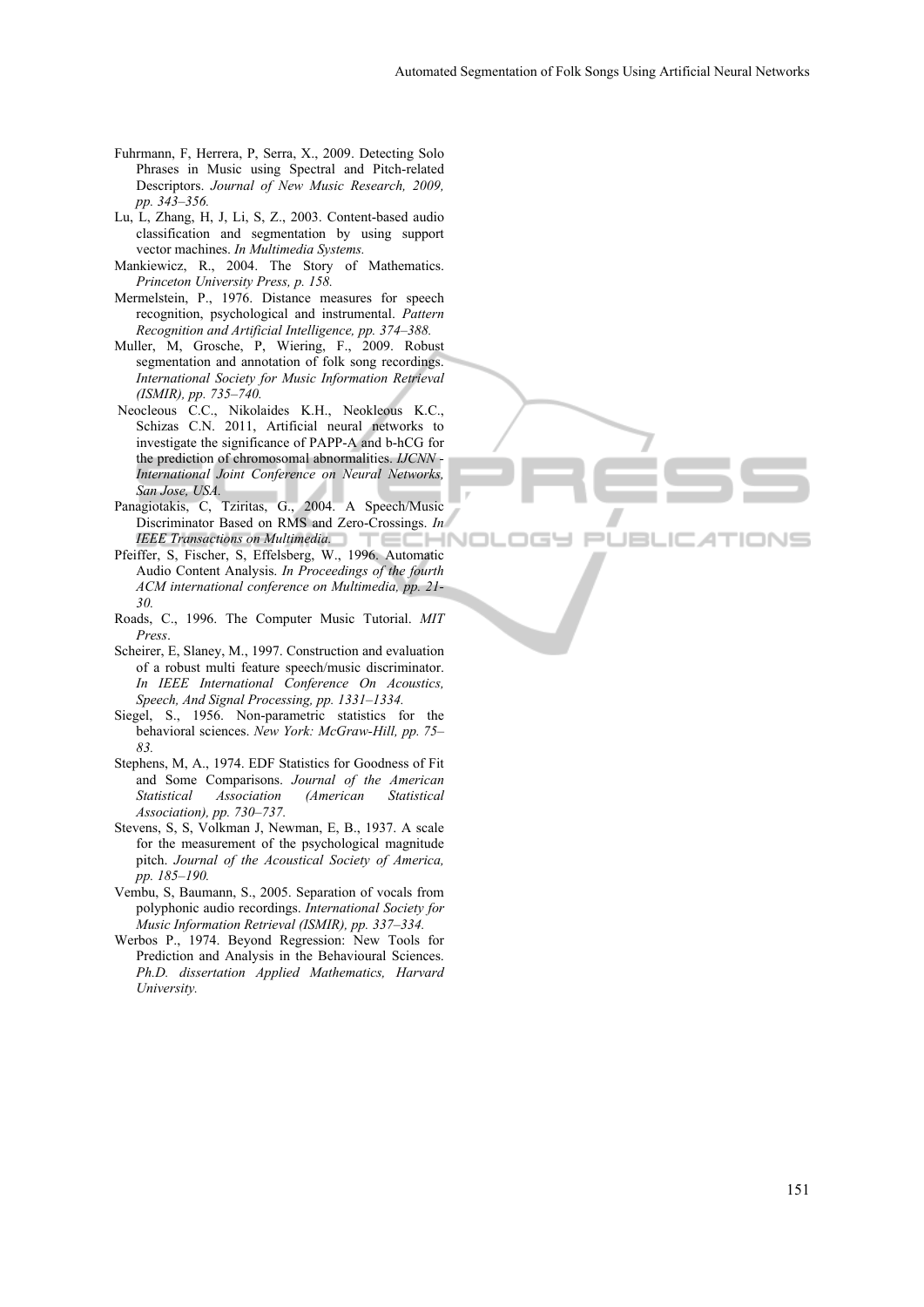Fuhrmann, F, Herrera, P, Serra, X., 2009. Detecting Solo Phrases in Music using Spectral and Pitch-related Descriptors. *Journal of New Music Research, 2009, pp. 343–356.*

Lu, L, Zhang, H, J, Li, S, Z., 2003. Content-based audio classification and segmentation by using support vector machines. *In Multimedia Systems.*

Mankiewicz, R., 2004. The Story of Mathematics. *Princeton University Press, p. 158.*

Mermelstein, P., 1976. Distance measures for speech recognition, psychological and instrumental. *Pattern Recognition and Artificial Intelligence, pp. 374–388.*

Muller, M, Grosche, P, Wiering, F., 2009. Robust segmentation and annotation of folk song recordings. *International Society for Music Information Retrieval (ISMIR), pp. 735–740.*

Neocleous C.C., Nikolaides K.H., Neokleous K.C., Schizas C.N. 2011, Artificial neural networks to investigate the significance of PAPP-A and b-hCG for the prediction of chromosomal abnormalities. *IJCNN - International Joint Conference on Neural Networks, San Jose, USA.*

Panagiotakis, C, Tziritas, G., 2004. A Speech/Music Discriminator Based on RMS and Zero-Crossings. *In IEEE Transactions on Multimedia.*

Pfeiffer, S, Fischer, S, Effelsberg, W., 1996. Automatic Audio Content Analysis. *In Proceedings of the fourth ACM international conference on Multimedia, pp. 21-30.*

Roads, C., 1996. The Computer Music Tutorial. *MIT Press*.

Scheirer, E, Slaney, M., 1997. Construction and evaluation of a robust multi feature speech/music discriminator. *In IEEE International Conference On Acoustics, Speech, And Signal Processing, pp. 1331–1334.*

Siegel, S., 1956. Non-parametric statistics for the behavioral sciences. *New York: McGraw-Hill, pp. 75–83.*

Stephens, M, A., 1974. EDF Statistics for Goodness of Fit and Some Comparisons. *Journal of the American Statistical Association (American Statistical Association), pp. 730–737.*

Stevens, S, S, Volkman J, Newman, E, B., 1937. A scale for the measurement of the psychological magnitude pitch. *Journal of the Acoustical Society of America, pp. 185–190.*

Vembu, S, Baumann, S., 2005. Separation of vocals from polyphonic audio recordings. *International Society for Music Information Retrieval (ISMIR), pp. 337–334.*

Werbos P., 1974. Beyond Regression: New Tools for Prediction and Analysis in the Behavioural Sciences. *Ph.D. dissertation Applied Mathematics, Harvard University.*